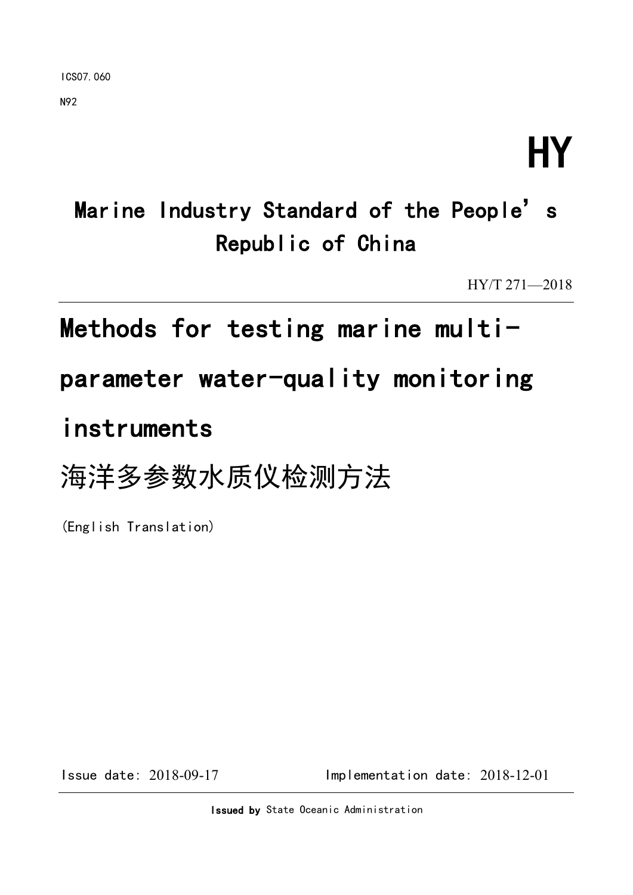ICS07.060

N92

# HY

## Marine Industry Standard of the People's Republic of China

HY/T 271—2018

# Methods for testing marine multi-parameter water-quality monitoring instruments

# 海洋多参数水质仪检测方法

(English Translation)

Issue date: 2018-09-17    Implementation date: 2018-12-01

**Issued by** State Oceanic Administration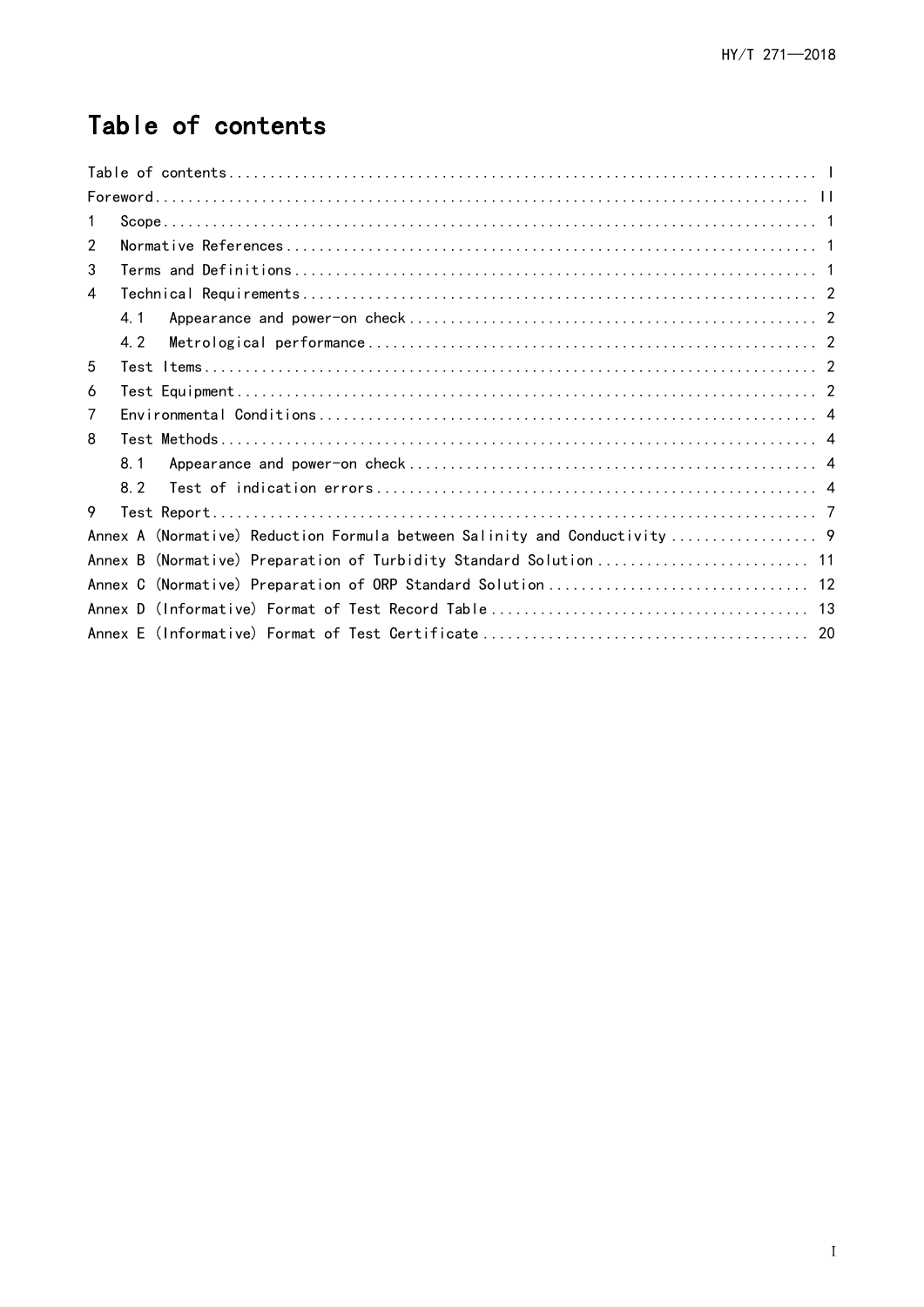# Table of contents

Table of contents .......................................................................... I

Foreword .......................................................................... II

1 Scope .......................................................................... 1

2 Normative References .......................................................................... 1

3 Terms and Definitions .......................................................................... 1

4 Technical Requirements .......................................................................... 2

  4.1 Appearance and power-on check .......................................................................... 2

  4.2 Metrological performance .......................................................................... 2

5 Test Items .......................................................................... 2

6 Test Equipment .......................................................................... 2

7 Environmental Conditions .......................................................................... 4

8 Test Methods .......................................................................... 4

  8.1 Appearance and power-on check .......................................................................... 4

  8.2 Test of indication errors .......................................................................... 4

9 Test Report .......................................................................... 7

Annex A (Normative) Reduction Formula between Salinity and Conductivity .......................................................................... 9

Annex B (Normative) Preparation of Turbidity Standard Solution .......................................................................... 11

Annex C (Normative) Preparation of ORP Standard Solution .......................................................................... 12

Annex D (Informative) Format of Test Record Table .......................................................................... 13

Annex E (Informative) Format of Test Certificate .......................................................................... 20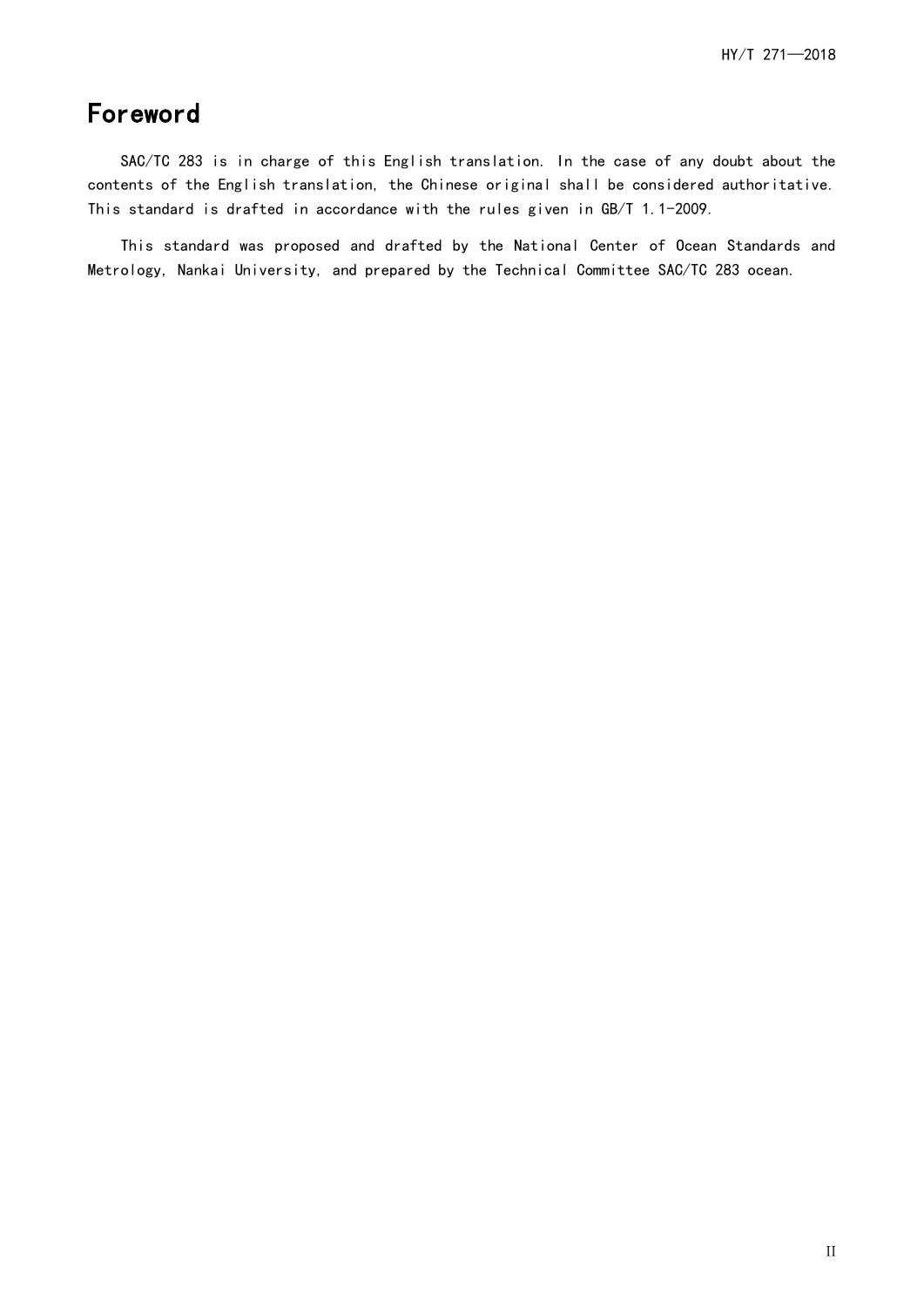# Foreword

SAC/TC 283 is in charge of this English translation. In the case of any doubt about the contents of the English translation, the Chinese original shall be considered authoritative. This standard is drafted in accordance with the rules given in GB/T 1.1-2009.

This standard was proposed and drafted by the National Center of Ocean Standards and Metrology, Nankai University, and prepared by the Technical Committee SAC/TC 283 ocean.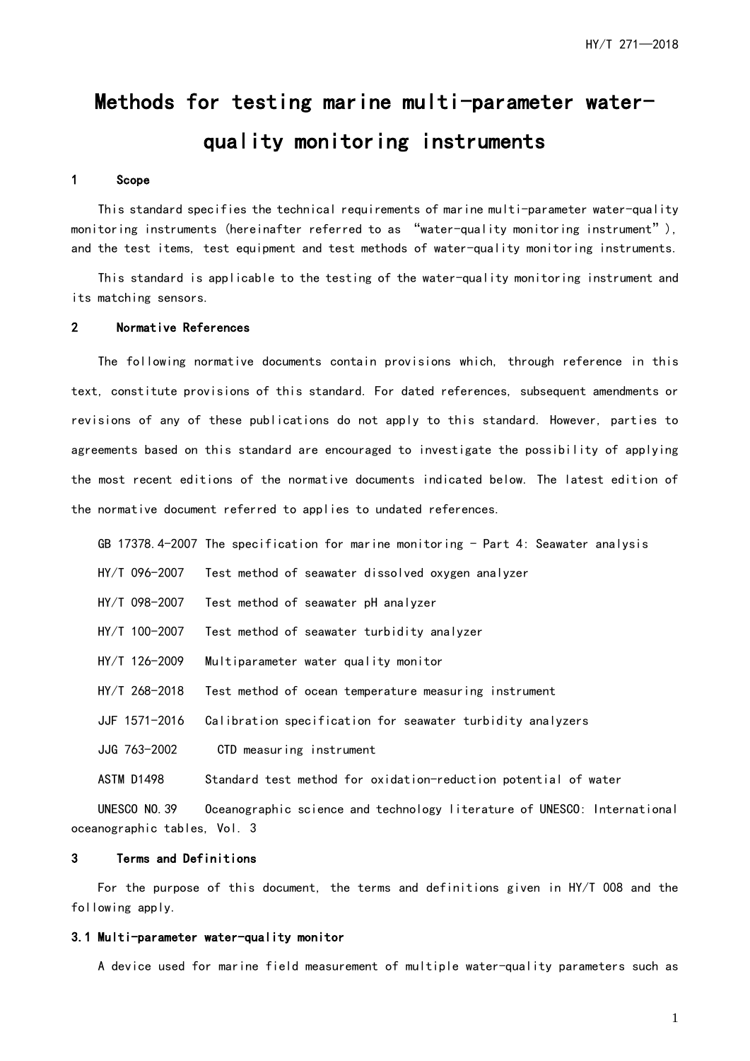# Methods for testing marine multi-parameter water-quality monitoring instruments

## 1 Scope

This standard specifies the technical requirements of marine multi-parameter water-quality monitoring instruments (hereinafter referred to as "water-quality monitoring instrument"), and the test items, test equipment and test methods of water-quality monitoring instruments.

This standard is applicable to the testing of the water-quality monitoring instrument and its matching sensors.

## 2 Normative References

The following normative documents contain provisions which, through reference in this text, constitute provisions of this standard. For dated references, subsequent amendments or revisions of any of these publications do not apply to this standard. However, parties to agreements based on this standard are encouraged to investigate the possibility of applying the most recent editions of the normative documents indicated below. The latest edition of the normative document referred to applies to undated references.

GB 17378.4-2007 The specification for marine monitoring - Part 4: Seawater analysis

HY/T 096-2007 Test method of seawater dissolved oxygen analyzer

HY/T 098-2007 Test method of seawater pH analyzer

HY/T 100-2007 Test method of seawater turbidity analyzer

HY/T 126-2009 Multiparameter water quality monitor

HY/T 268-2018 Test method of ocean temperature measuring instrument

JJF 1571-2016 Calibration specification for seawater turbidity analyzers

JJG 763-2002 CTD measuring instrument

ASTM D1498 Standard test method for oxidation-reduction potential of water

UNESCO NO.39 Oceanographic science and technology literature of UNESCO: International oceanographic tables, Vol. 3

## 3 Terms and Definitions

For the purpose of this document, the terms and definitions given in HY/T 008 and the following apply.

### 3.1 Multi-parameter water-quality monitor

A device used for marine field measurement of multiple water-quality parameters such as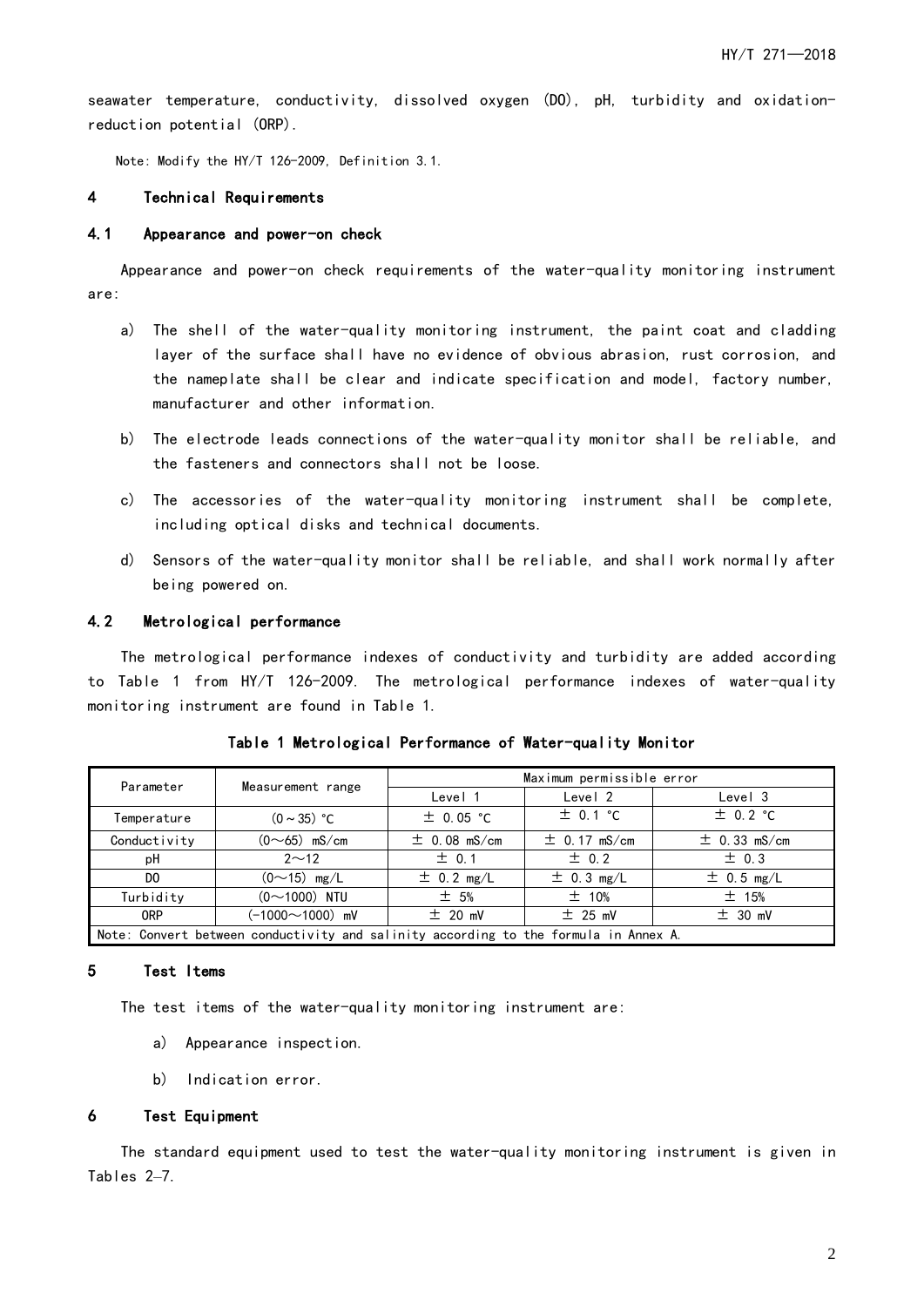seawater temperature, conductivity, dissolved oxygen (DO), pH, turbidity and oxidation-reduction potential (ORP).

Note: Modify the HY/T 126-2009, Definition 3.1.

## 4 Technical Requirements

### 4.1 Appearance and power-on check

Appearance and power-on check requirements of the water-quality monitoring instrument are:

a) The shell of the water-quality monitoring instrument, the paint coat and cladding layer of the surface shall have no evidence of obvious abrasion, rust corrosion, and the nameplate shall be clear and indicate specification and model, factory number, manufacturer and other information.

b) The electrode leads connections of the water-quality monitor shall be reliable, and the fasteners and connectors shall not be loose.

c) The accessories of the water-quality monitoring instrument shall be complete, including optical disks and technical documents.

d) Sensors of the water-quality monitor shall be reliable, and shall work normally after being powered on.

### 4.2 Metrological performance

The metrological performance indexes of conductivity and turbidity are added according to Table 1 from HY/T 126-2009. The metrological performance indexes of water-quality monitoring instrument are found in Table 1.

**Table 1 Metrological Performance of Water-quality Monitor**

| Parameter | Measurement range | Maximum permissible error | | |
|---|---|---|---|---|
| | | Level 1 | Level 2 | Level 3 |
| Temperature | (0～35) ℃ | ± 0.05 ℃ | ± 0.1 ℃ | ± 0.2 ℃ |
| Conductivity | (0～65) mS/cm | ± 0.08 mS/cm | ± 0.17 mS/cm | ± 0.33 mS/cm |
| pH | 2～12 | ± 0.1 | ± 0.2 | ± 0.3 |
| DO | (0～15) mg/L | ± 0.2 mg/L | ± 0.3 mg/L | ± 0.5 mg/L |
| Turbidity | (0～1000) NTU | ± 5% | ± 10% | ± 15% |
| ORP | (-1000～1000) mV | ± 20 mV | ± 25 mV | ± 30 mV |
| Note: Convert between conductivity and salinity according to the formula in Annex A. | | | | |

## 5 Test Items

The test items of the water-quality monitoring instrument are:

a) Appearance inspection.

b) Indication error.

## 6 Test Equipment

The standard equipment used to test the water-quality monitoring instrument is given in Tables 2–7.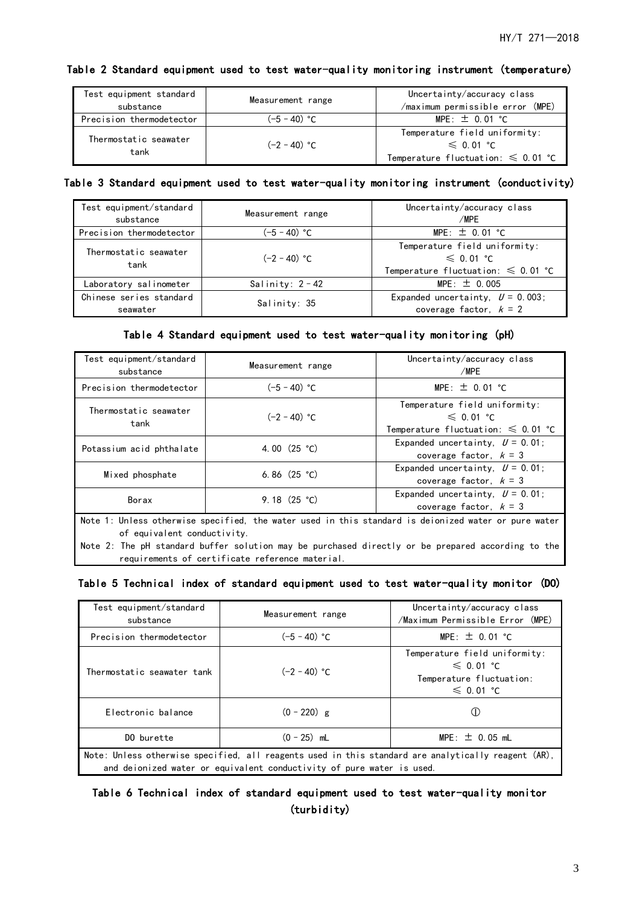**Table 2 Standard equipment used to test water-quality monitoring instrument (temperature)**

| Test equipment standard substance | Measurement range | Uncertainty/accuracy class /maximum permissible error (MPE) |
| --- | --- | --- |
| Precision thermodetector | (−5 – 40) °C | MPE: ± 0.01 °C |
| Thermostatic seawater tank | (−2 – 40) °C | Temperature field uniformity: ≤ 0.01 °C<br>Temperature fluctuation: ≤ 0.01 °C |

**Table 3 Standard equipment used to test water-quality monitoring instrument (conductivity)**

| Test equipment/standard substance | Measurement range | Uncertainty/accuracy class /MPE |
| --- | --- | --- |
| Precision thermodetector | (−5 – 40) °C | MPE: ± 0.01 °C |
| Thermostatic seawater tank | (−2 – 40) °C | Temperature field uniformity: ≤ 0.01 °C<br>Temperature fluctuation: ≤ 0.01 °C |
| Laboratory salinometer | Salinity: 2 – 42 | MPE: ± 0.005 |
| Chinese series standard seawater | Salinity: 35 | Expanded uncertainty, $U$ = 0.003; coverage factor, $k$ = 2 |

**Table 4 Standard equipment used to test water-quality monitoring (pH)**

| Test equipment/standard substance | Measurement range | Uncertainty/accuracy class /MPE |
| --- | --- | --- |
| Precision thermodetector | (−5 – 40) °C | MPE: ± 0.01 °C |
| Thermostatic seawater tank | (−2 – 40) °C | Temperature field uniformity: ≤ 0.01 °C<br>Temperature fluctuation: ≤ 0.01 °C |
| Potassium acid phthalate | 4.00 (25 °C) | Expanded uncertainty, $U$ = 0.01; coverage factor, $k$ = 3 |
| Mixed phosphate | 6.86 (25 °C) | Expanded uncertainty, $U$ = 0.01; coverage factor, $k$ = 3 |
| Borax | 9.18 (25 °C) | Expanded uncertainty, $U$ = 0.01; coverage factor, $k$ = 3 |
| Note 1: Unless otherwise specified, the water used in this standard is deionized water or pure water of equivalent conductivity.<br>Note 2: The pH standard buffer solution may be purchased directly or be prepared according to the requirements of certificate reference material. | | |

**Table 5 Technical index of standard equipment used to test water-quality monitor (DO)**

| Test equipment/standard substance | Measurement range | Uncertainty/accuracy class /Maximum Permissible Error (MPE) |
| --- | --- | --- |
| Precision thermodetector | (−5 – 40) °C | MPE: ± 0.01 °C |
| Thermostatic seawater tank | (−2 – 40) °C | Temperature field uniformity: ≤ 0.01 °C<br>Temperature fluctuation: ≤ 0.01 °C |
| Electronic balance | (0 – 220) g | ① |
| DO burette | (0 – 25) mL | MPE: ± 0.05 mL |
| Note: Unless otherwise specified, all reagents used in this standard are analytically reagent (AR), and deionized water or equivalent conductivity of pure water is used. | | |

**Table 6 Technical index of standard equipment used to test water-quality monitor (turbidity)**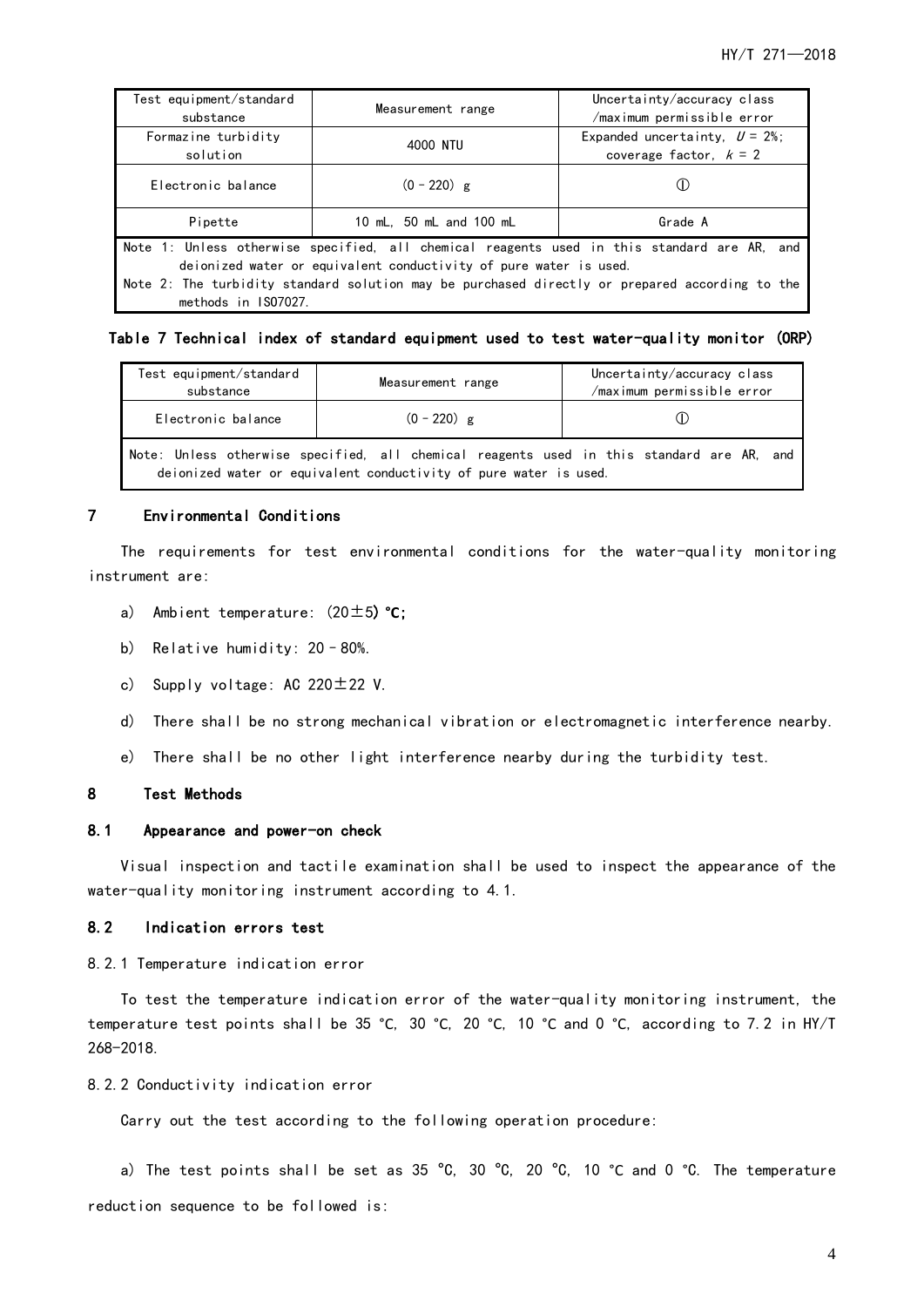| Test equipment/standard substance | Measurement range | Uncertainty/accuracy class /maximum permissible error |
|---|---|---|
| Formazine turbidity solution | 4000 NTU | Expanded uncertainty, $U$ = 2%; coverage factor, $k$ = 2 |
| Electronic balance | (0 – 220) g | ① |
| Pipette | 10 mL, 50 mL and 100 mL | Grade A |
| Note 1: Unless otherwise specified, all chemical reagents used in this standard are AR, and deionized water or equivalent conductivity of pure water is used. Note 2: The turbidity standard solution may be purchased directly or prepared according to the methods in ISO7027. | | |

**Table 7 Technical index of standard equipment used to test water-quality monitor (ORP)**

| Test equipment/standard substance | Measurement range | Uncertainty/accuracy class /maximum permissible error |
|---|---|---|
| Electronic balance | (0 – 220) g | ① |
| Note: Unless otherwise specified, all chemical reagents used in this standard are AR, and deionized water or equivalent conductivity of pure water is used. | | |

## 7 Environmental Conditions

The requirements for test environmental conditions for the water-quality monitoring instrument are:

a) Ambient temperature: (20±5) °C;

b) Relative humidity: 20 – 80%.

c) Supply voltage: AC 220±22 V.

d) There shall be no strong mechanical vibration or electromagnetic interference nearby.

e) There shall be no other light interference nearby during the turbidity test.

## 8 Test Methods

### 8.1 Appearance and power-on check

Visual inspection and tactile examination shall be used to inspect the appearance of the water-quality monitoring instrument according to 4.1.

### 8.2 Indication errors test

8.2.1 Temperature indication error

To test the temperature indication error of the water-quality monitoring instrument, the temperature test points shall be 35 °C, 30 °C, 20 °C, 10 °C and 0 °C, according to 7.2 in HY/T 268-2018.

8.2.2 Conductivity indication error

Carry out the test according to the following operation procedure:

a) The test points shall be set as 35 °C, 30 °C, 20 °C, 10 °C and 0 °C. The temperature reduction sequence to be followed is: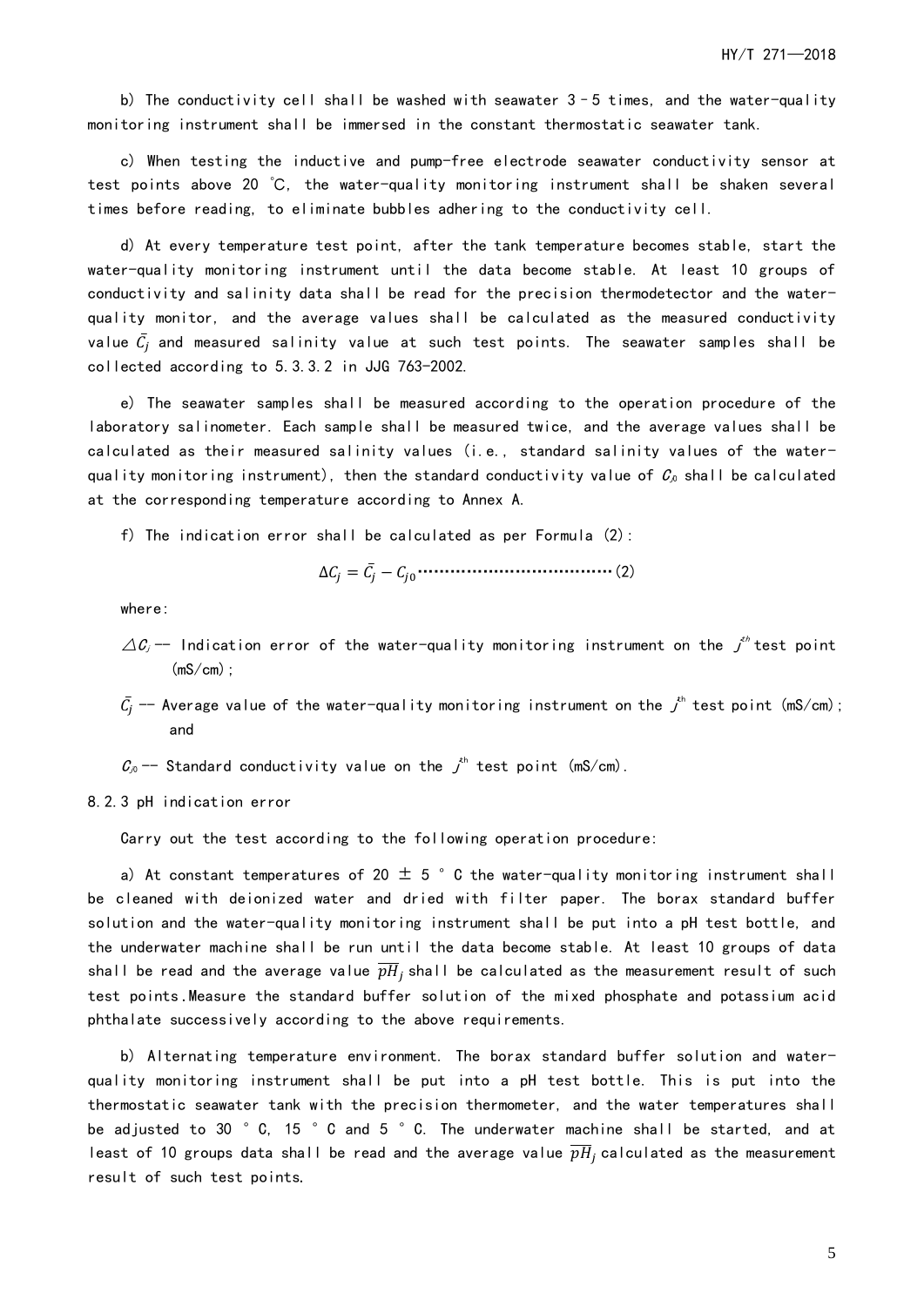b) The conductivity cell shall be washed with seawater 3 - 5 times, and the water-quality monitoring instrument shall be immersed in the constant thermostatic seawater tank.

c) When testing the inductive and pump-free electrode seawater conductivity sensor at test points above 20 ℃, the water-quality monitoring instrument shall be shaken several times before reading, to eliminate bubbles adhering to the conductivity cell.

d) At every temperature test point, after the tank temperature becomes stable, start the water-quality monitoring instrument until the data become stable. At least 10 groups of conductivity and salinity data shall be read for the precision thermodetector and the water-quality monitor, and the average values shall be calculated as the measured conductivity value $\bar{C_j}$ and measured salinity value at such test points. The seawater samples shall be collected according to 5.3.3.2 in JJG 763-2002.

e) The seawater samples shall be measured according to the operation procedure of the laboratory salinometer. Each sample shall be measured twice, and the average values shall be calculated as their measured salinity values (i.e., standard salinity values of the water-quality monitoring instrument), then the standard conductivity value of $C_{j0}$ shall be calculated at the corresponding temperature according to Annex A.

f) The indication error shall be calculated as per Formula (2):

$$\Delta C_j = \bar{C_j} - C_{j0} \qquad (2)$$

where:

$\Delta C_j$ -- Indication error of the water-quality monitoring instrument on the $j^{th}$ test point (mS/cm);

$\bar{C_j}$ -- Average value of the water-quality monitoring instrument on the $j^{th}$ test point (mS/cm); and

$C_{j0}$ -- Standard conductivity value on the $j^{th}$ test point (mS/cm).

8.2.3 pH indication error

Carry out the test according to the following operation procedure:

a) At constant temperatures of 20 ± 5 ° C the water-quality monitoring instrument shall be cleaned with deionized water and dried with filter paper. The borax standard buffer solution and the water-quality monitoring instrument shall be put into a pH test bottle, and the underwater machine shall be run until the data become stable. At least 10 groups of data shall be read and the average value $\overline{pH}_j$ shall be calculated as the measurement result of such test points.Measure the standard buffer solution of the mixed phosphate and potassium acid phthalate successively according to the above requirements.

b) Alternating temperature environment. The borax standard buffer solution and water-quality monitoring instrument shall be put into a pH test bottle. This is put into the thermostatic seawater tank with the precision thermometer, and the water temperatures shall be adjusted to 30 ° C, 15 ° C and 5 ° C. The underwater machine shall be started, and at least of 10 groups data shall be read and the average value $\overline{pH}_j$ calculated as the measurement result of such test points.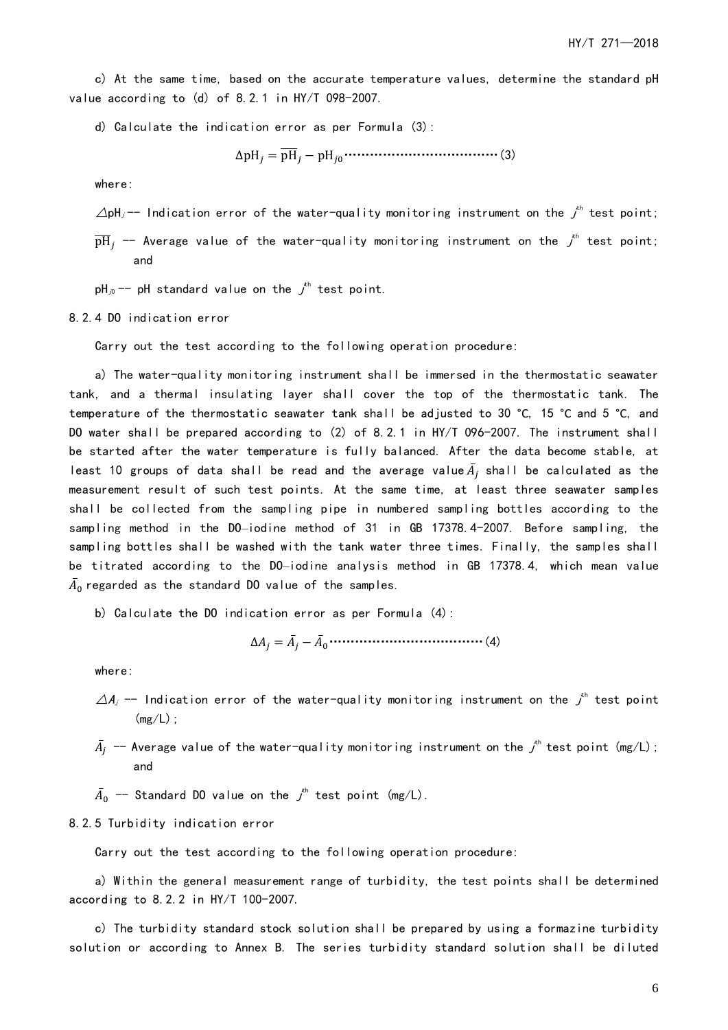c) At the same time, based on the accurate temperature values, determine the standard pH value according to (d) of 8.2.1 in HY/T 098-2007.

d) Calculate the indication error as per Formula (3):

$$\Delta \mathrm{pH}_j = \overline{\mathrm{pH}}_j - \mathrm{pH}_{j0} \cdots\cdots\cdots\cdots\cdots\cdots\cdots\cdots\cdots\cdots\cdots\cdots (3)$$

where:

$\triangle \mathrm{pH}_j$ -- Indication error of the water-quality monitoring instrument on the $j^{th}$ test point;

$\overline{\mathrm{pH}}_j$ -- Average value of the water-quality monitoring instrument on the $j^{th}$ test point; and

$\mathrm{pH}_{j0}$ -- pH standard value on the $j^{th}$ test point.

8.2.4 DO indication error

Carry out the test according to the following operation procedure:

a) The water-quality monitoring instrument shall be immersed in the thermostatic seawater tank, and a thermal insulating layer shall cover the top of the thermostatic tank. The temperature of the thermostatic seawater tank shall be adjusted to 30 °C, 15 °C and 5 °C, and DO water shall be prepared according to (2) of 8.2.1 in HY/T 096-2007. The instrument shall be started after the water temperature is fully balanced. After the data become stable, at least 10 groups of data shall be read and the average value $\bar{A}_j$ shall be calculated as the measurement result of such test points. At the same time, at least three seawater samples shall be collected from the sampling pipe in numbered sampling bottles according to the sampling method in the DO—iodine method of 31 in GB 17378.4-2007. Before sampling, the sampling bottles shall be washed with the tank water three times. Finally, the samples shall be titrated according to the DO—iodine analysis method in GB 17378.4, which mean value $\bar{A}_0$ regarded as the standard DO value of the samples.

b) Calculate the DO indication error as per Formula (4):

$$\Delta A_j = \bar{A}_j - \bar{A}_0 \cdots\cdots\cdots\cdots\cdots\cdots\cdots\cdots\cdots\cdots\cdots\cdots (4)$$

where:

$\triangle A_j$ -- Indication error of the water-quality monitoring instrument on the $j^{th}$ test point (mg/L);

$\bar{A}_j$ -- Average value of the water-quality monitoring instrument on the $j^{th}$ test point (mg/L); and

$\bar{A}_0$ -- Standard DO value on the $j^{th}$ test point (mg/L).

8.2.5 Turbidity indication error

Carry out the test according to the following operation procedure:

a) Within the general measurement range of turbidity, the test points shall be determined according to 8.2.2 in HY/T 100-2007.

c) The turbidity standard stock solution shall be prepared by using a formazine turbidity solution or according to Annex B. The series turbidity standard solution shall be diluted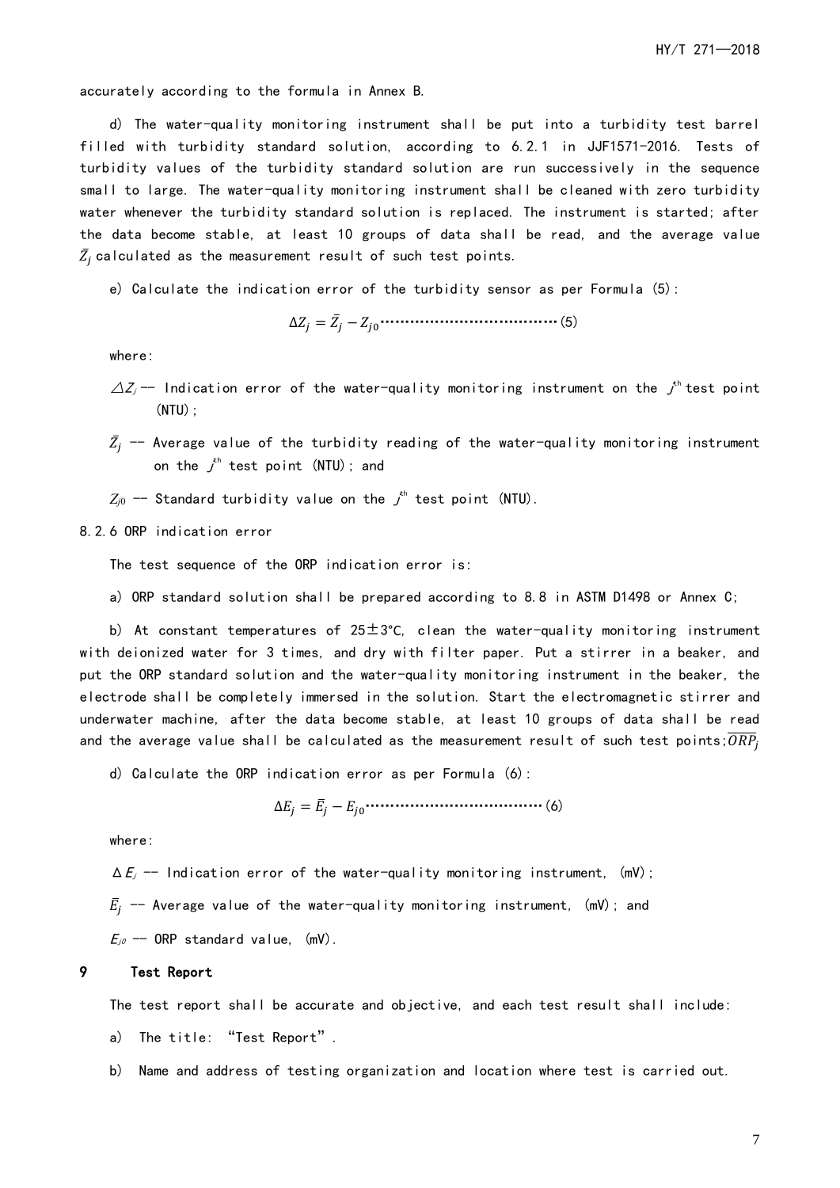accurately according to the formula in Annex B.

d) The water-quality monitoring instrument shall be put into a turbidity test barrel filled with turbidity standard solution, according to 6.2.1 in JJF1571-2016. Tests of turbidity values of the turbidity standard solution are run successively in the sequence small to large. The water-quality monitoring instrument shall be cleaned with zero turbidity water whenever the turbidity standard solution is replaced. The instrument is started; after the data become stable, at least 10 groups of data shall be read, and the average value $\bar{Z}_j$ calculated as the measurement result of such test points.

e) Calculate the indication error of the turbidity sensor as per Formula (5):

$$\Delta Z_j = \bar{Z}_j - Z_{j0} \quad (5)$$

where:

$\Delta Z_j$ -- Indication error of the water-quality monitoring instrument on the $j^{th}$ test point (NTU);

$\bar{Z}_j$ -- Average value of the turbidity reading of the water-quality monitoring instrument on the $j^{th}$ test point (NTU); and

$Z_{j0}$ -- Standard turbidity value on the $j^{th}$ test point (NTU).

8.2.6 ORP indication error

The test sequence of the ORP indication error is:

a) ORP standard solution shall be prepared according to 8.8 in ASTM D1498 or Annex C;

b) At constant temperatures of 25±3°C, clean the water-quality monitoring instrument with deionized water for 3 times, and dry with filter paper. Put a stirrer in a beaker, and put the ORP standard solution and the water-quality monitoring instrument in the beaker, the electrode shall be completely immersed in the solution. Start the electromagnetic stirrer and underwater machine, after the data become stable, at least 10 groups of data shall be read and the average value shall be calculated as the measurement result of such test points; $\overline{ORP}_j$

d) Calculate the ORP indication error as per Formula (6):

$$\Delta E_j = \bar{E}_j - E_{j0} \quad (6)$$

where:

$\Delta E_j$ -- Indication error of the water-quality monitoring instrument, (mV);

$\bar{E}_j$ -- Average value of the water-quality monitoring instrument, (mV); and

$E_{j0}$ -- ORP standard value, (mV).

## 9 Test Report

The test report shall be accurate and objective, and each test result shall include:

a) The title: "Test Report".

b) Name and address of testing organization and location where test is carried out.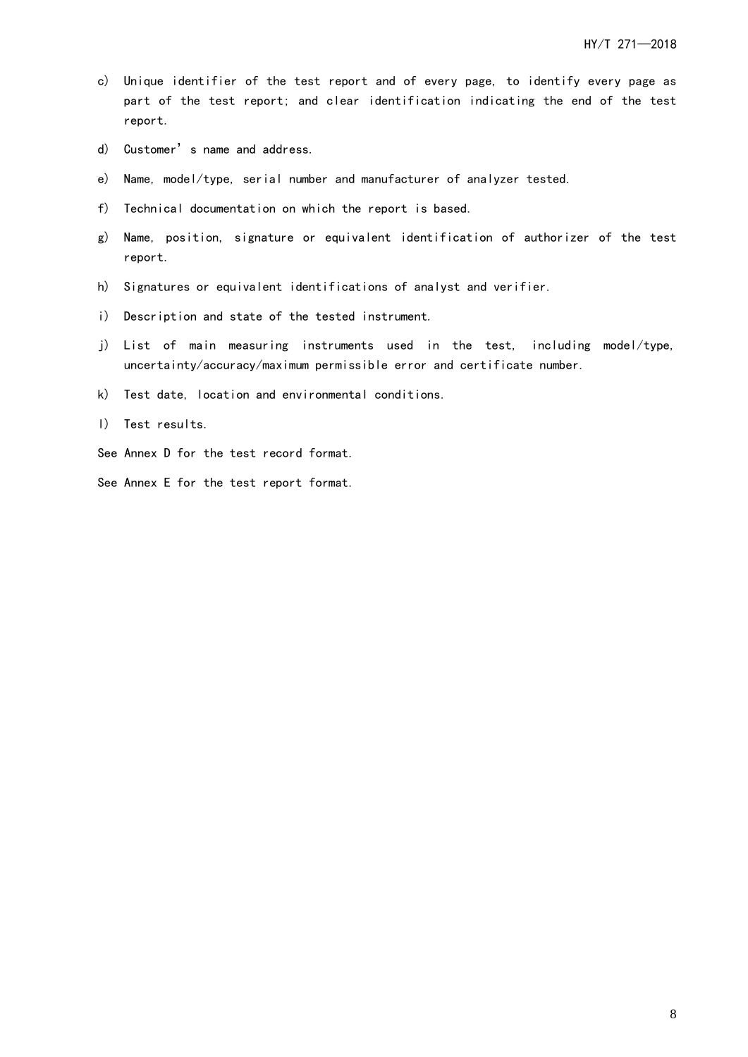c) Unique identifier of the test report and of every page, to identify every page as part of the test report; and clear identification indicating the end of the test report.

d) Customer's name and address.

e) Name, model/type, serial number and manufacturer of analyzer tested.

f) Technical documentation on which the report is based.

g) Name, position, signature or equivalent identification of authorizer of the test report.

h) Signatures or equivalent identifications of analyst and verifier.

i) Description and state of the tested instrument.

j) List of main measuring instruments used in the test, including model/type, uncertainty/accuracy/maximum permissible error and certificate number.

k) Test date, location and environmental conditions.

l) Test results.

See Annex D for the test record format.

See Annex E for the test report format.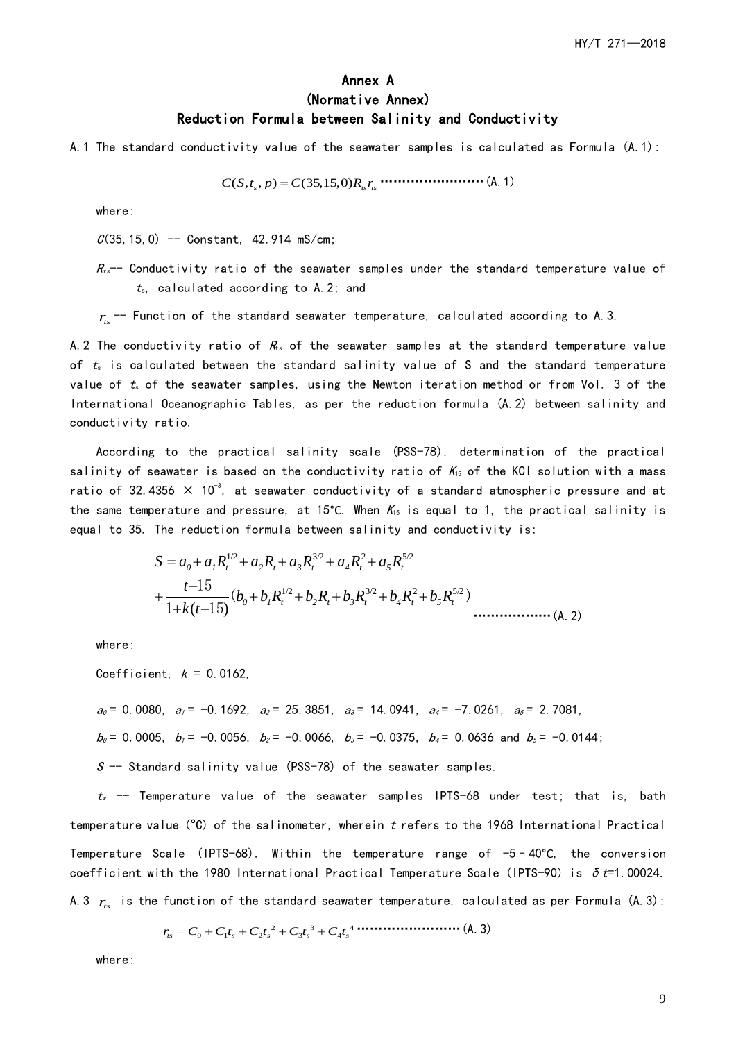# Annex A
## (Normative Annex)
## Reduction Formula between Salinity and Conductivity

A.1 The standard conductivity value of the seawater samples is calculated as Formula (A.1):

$$C(S,t_s,p) = C(35,15,0)R_{ts}r_{ts} \quad \text{(A.1)}$$

where:

$C(35,15,0)$ -- Constant, 42.914 mS/cm;

$R_{ts}$-- Conductivity ratio of the seawater samples under the standard temperature value of $t_s$, calculated according to A.2; and

$r_{ts}$ -- Function of the standard seawater temperature, calculated according to A.3.

A.2 The conductivity ratio of $R_{ts}$ of the seawater samples at the standard temperature value of $t_s$ is calculated between the standard salinity value of S and the standard temperature value of $t_s$ of the seawater samples, using the Newton iteration method or from Vol. 3 of the International Oceanographic Tables, as per the reduction formula (A.2) between salinity and conductivity ratio.

According to the practical salinity scale (PSS-78), determination of the practical salinity of seawater is based on the conductivity ratio of $K_{15}$ of the KCl solution with a mass ratio of 32.4356 × $10^{-3}$, at seawater conductivity of a standard atmospheric pressure and at the same temperature and pressure, at 15°C. When $K_{15}$ is equal to 1, the practical salinity is equal to 35. The reduction formula between salinity and conductivity is:

$$\begin{aligned} S &= a_0 + a_1R_t^{1/2} + a_2R_t + a_3R_t^{3/2} + a_4R_t^2 + a_5R_t^{5/2} \\ &+ \frac{t-15}{1+k(t-15)}(b_0 + b_1R_t^{1/2} + b_2R_t + b_3R_t^{3/2} + b_4R_t^2 + b_5R_t^{5/2}) \end{aligned} \quad \text{(A.2)}$$

where:

Coefficient, $k$ = 0.0162,

$a_0$ = 0.0080, $a_1$ = -0.1692, $a_2$ = 25.3851, $a_3$ = 14.0941, $a_4$ = -7.0261, $a_5$ = 2.7081,

$b_0$ = 0.0005, $b_1$ = -0.0056, $b_2$ = -0.0066, $b_3$ = -0.0375, $b_4$ = 0.0636 and $b_5$ = -0.0144;

$S$ -- Standard salinity value (PSS-78) of the seawater samples.

$t_s$ -- Temperature value of the seawater samples IPTS-68 under test; that is, bath temperature value (°C) of the salinometer, wherein $t$ refers to the 1968 International Practical Temperature Scale (IPTS-68). Within the temperature range of -5 - 40°C, the conversion coefficient with the 1980 International Practical Temperature Scale (IPTS-90) is $\delta t$=1.00024.

A.3 $r_{ts}$ is the function of the standard seawater temperature, calculated as per Formula (A.3):

$$r_{ts} = C_0 + C_1t_s + C_2t_s^{\,2} + C_3t_s^{\,3} + C_4t_s^{\,4} \quad \text{(A.3)}$$

where: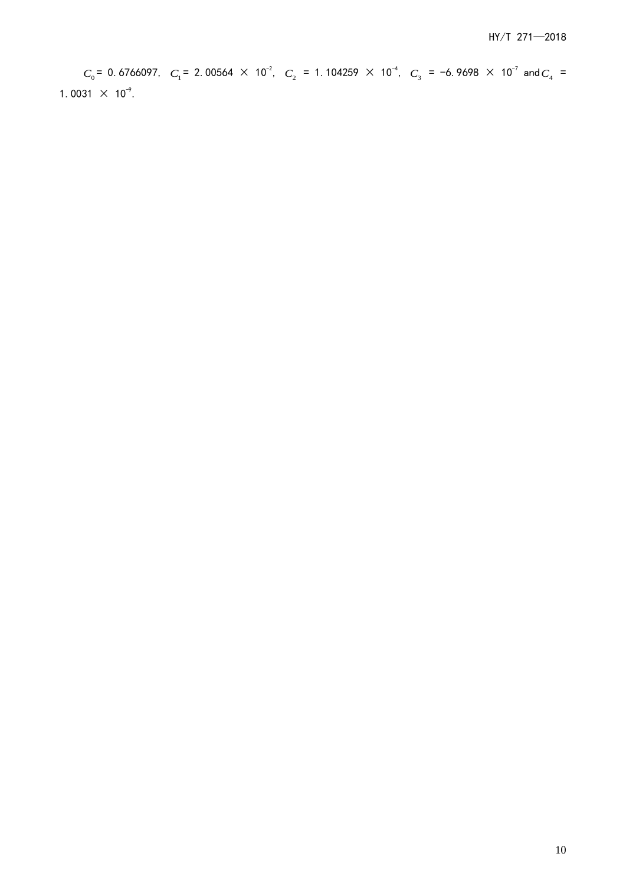$C_0$ = 0.6766097, $C_1$ = 2.00564 × $10^{-2}$, $C_2$ = 1.104259 × $10^{-4}$, $C_3$ = −6.9698 × $10^{-7}$ and $C_4$ = 1.0031 × $10^{-9}$.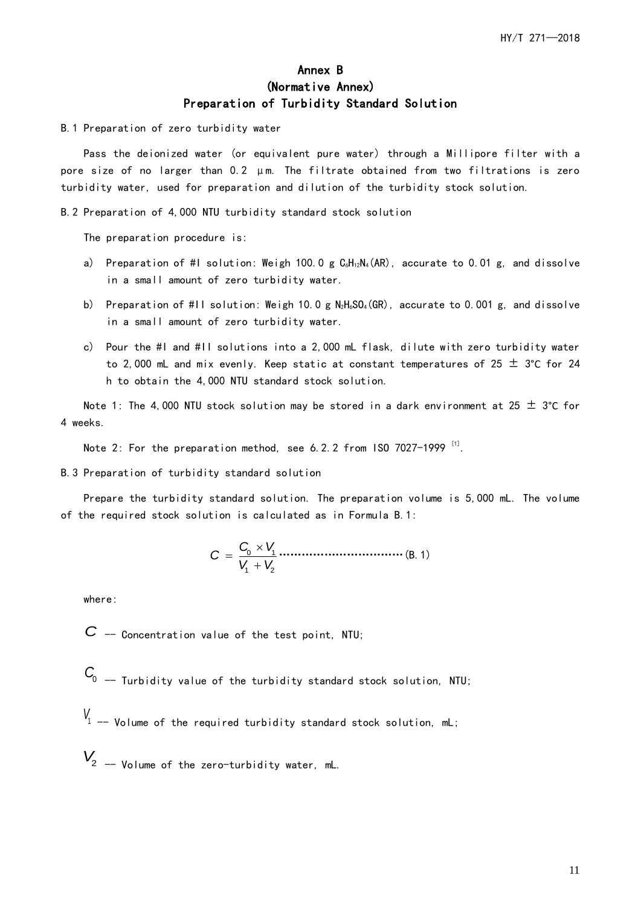# Annex B
## (Normative Annex)
## Preparation of Turbidity Standard Solution

B.1 Preparation of zero turbidity water

Pass the deionized water (or equivalent pure water) through a Millipore filter with a pore size of no larger than 0.2 μm. The filtrate obtained from two filtrations is zero turbidity water, used for preparation and dilution of the turbidity stock solution.

B.2 Preparation of 4,000 NTU turbidity standard stock solution

The preparation procedure is:

a) Preparation of #I solution: Weigh 100.0 g $C_6H_{12}N_4$(AR), accurate to 0.01 g, and dissolve in a small amount of zero turbidity water.

b) Preparation of #II solution: Weigh 10.0 g $N_2H_6SO_4$(GR), accurate to 0.001 g, and dissolve in a small amount of zero turbidity water.

c) Pour the #I and #II solutions into a 2,000 mL flask, dilute with zero turbidity water to 2,000 mL and mix evenly. Keep static at constant temperatures of 25 ± 3℃ for 24 h to obtain the 4,000 NTU standard stock solution.

Note 1: The 4,000 NTU stock solution may be stored in a dark environment at 25 ± 3℃ for 4 weeks.

Note 2: For the preparation method, see 6.2.2 from ISO 7027-1999 [1].

B.3 Preparation of turbidity standard solution

Prepare the turbidity standard solution. The preparation volume is 5,000 mL. The volume of the required stock solution is calculated as in Formula B.1:

$$C = \frac{C_0 \times V_1}{V_1 + V_2} \quad \text{(B.1)}$$

where:

$C$ -- Concentration value of the test point, NTU;

$C_0$ -- Turbidity value of the turbidity standard stock solution, NTU;

$V_1$ -- Volume of the required turbidity standard stock solution, mL;

$V_2$ -- Volume of the zero-turbidity water, mL.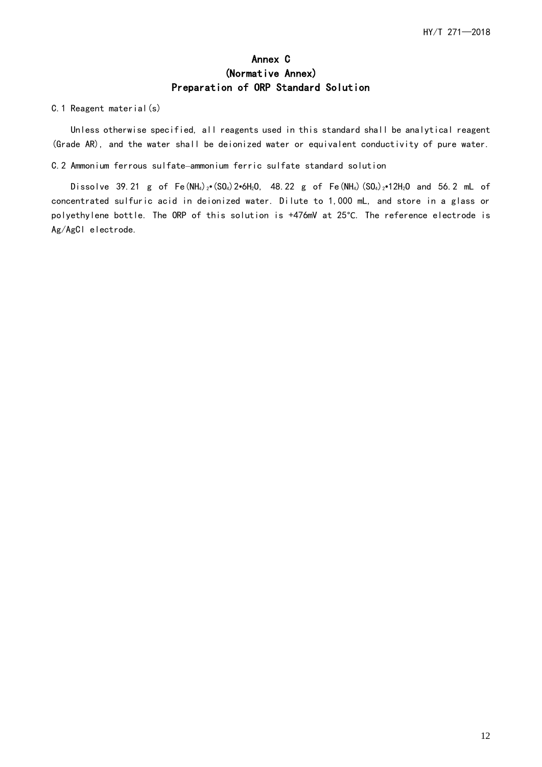# Annex C
## (Normative Annex)
## Preparation of ORP Standard Solution

C.1 Reagent material(s)

Unless otherwise specified, all reagents used in this standard shall be analytical reagent (Grade AR), and the water shall be deionized water or equivalent conductivity of pure water.

C.2 Ammonium ferrous sulfate—ammonium ferric sulfate standard solution

Dissolve 39.21 g of $Fe(NH_4)_2 \cdot (SO_4)2 \cdot 6H_2O$, 48.22 g of $Fe(NH_4)(SO_4)_2 \cdot 12H_2O$ and 56.2 mL of concentrated sulfuric acid in deionized water. Dilute to 1,000 mL, and store in a glass or polyethylene bottle. The ORP of this solution is +476mV at 25°C. The reference electrode is Ag/AgCl electrode.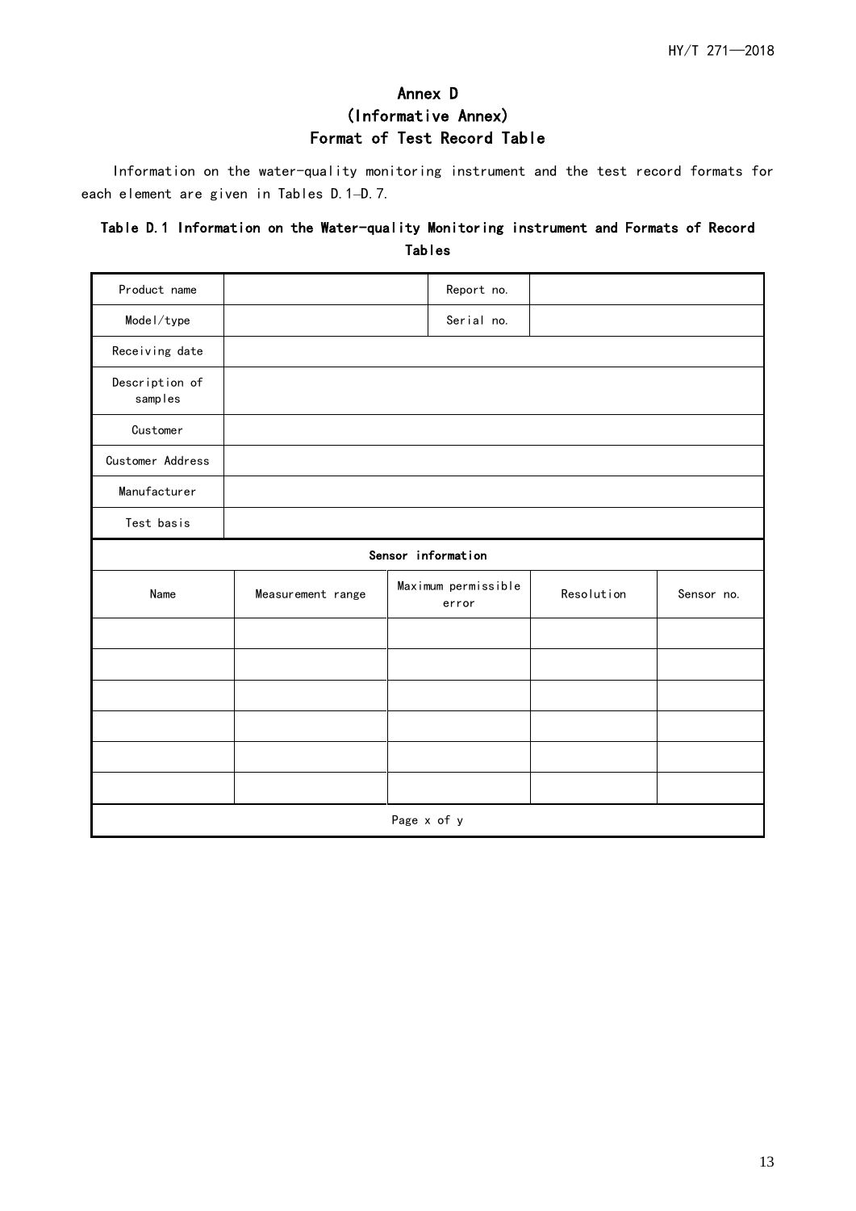# Annex D
## (Informative Annex)
## Format of Test Record Table

Information on the water-quality monitoring instrument and the test record formats for each element are given in Tables D.1–D.7.

**Table D.1 Information on the Water-quality Monitoring instrument and Formats of Record Tables**

| Product name | | Report no. | | |
|---|---|---|---|---|
| Model/type | | Serial no. | | |
| Receiving date | | | | |
| Description of samples | | | | |
| Customer | | | | |
| Customer Address | | | | |
| Manufacturer | | | | |
| Test basis | | | | |
| **Sensor information** | | | | |
| Name | Measurement range | Maximum permissible error | Resolution | Sensor no. |
| | | | | |
| | | | | |
| | | | | |
| | | | | |
| | | | | |
| | | | | |
| Page x of y | | | | |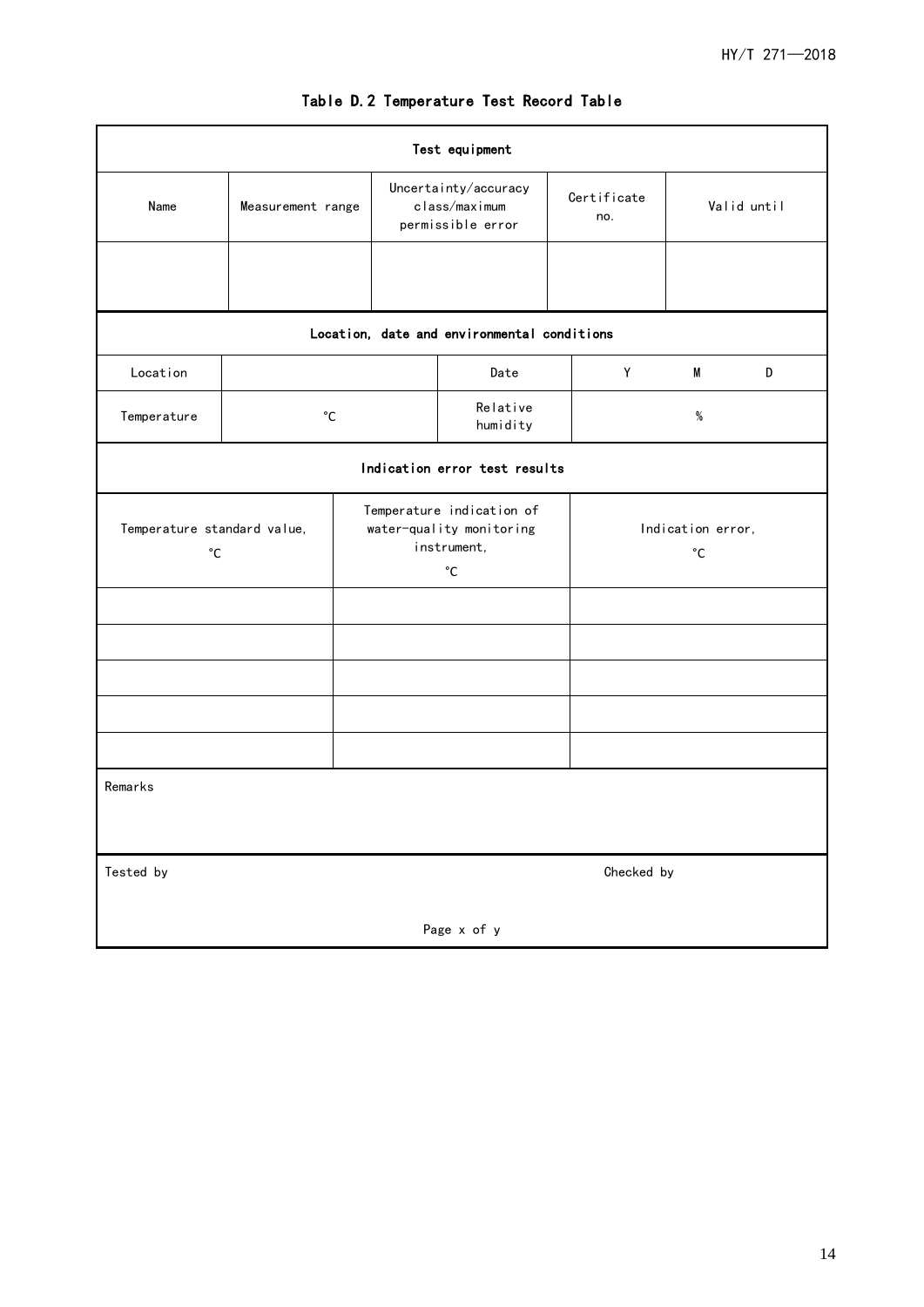# Table D.2 Temperature Test Record Table

| Test equipment | | | | |
|---|---|---|---|---|
| Name | Measurement range | Uncertainty/accuracy class/maximum permissible error | Certificate no. | Valid until |
| | | | | |

| Location, date and environmental conditions | | | |
|---|---|---|---|
| Location | | Date | Y M D |
| Temperature | ℃ | Relative humidity | % |

| Indication error test results | | |
|---|---|---|
| Temperature standard value, ℃ | Temperature indication of water-quality monitoring instrument, ℃ | Indication error, ℃ |
| | | |
| | | |
| | | |
| | | |
| | | |

| Remarks | |
|---|---|
| Tested by | Checked by |

Page x of y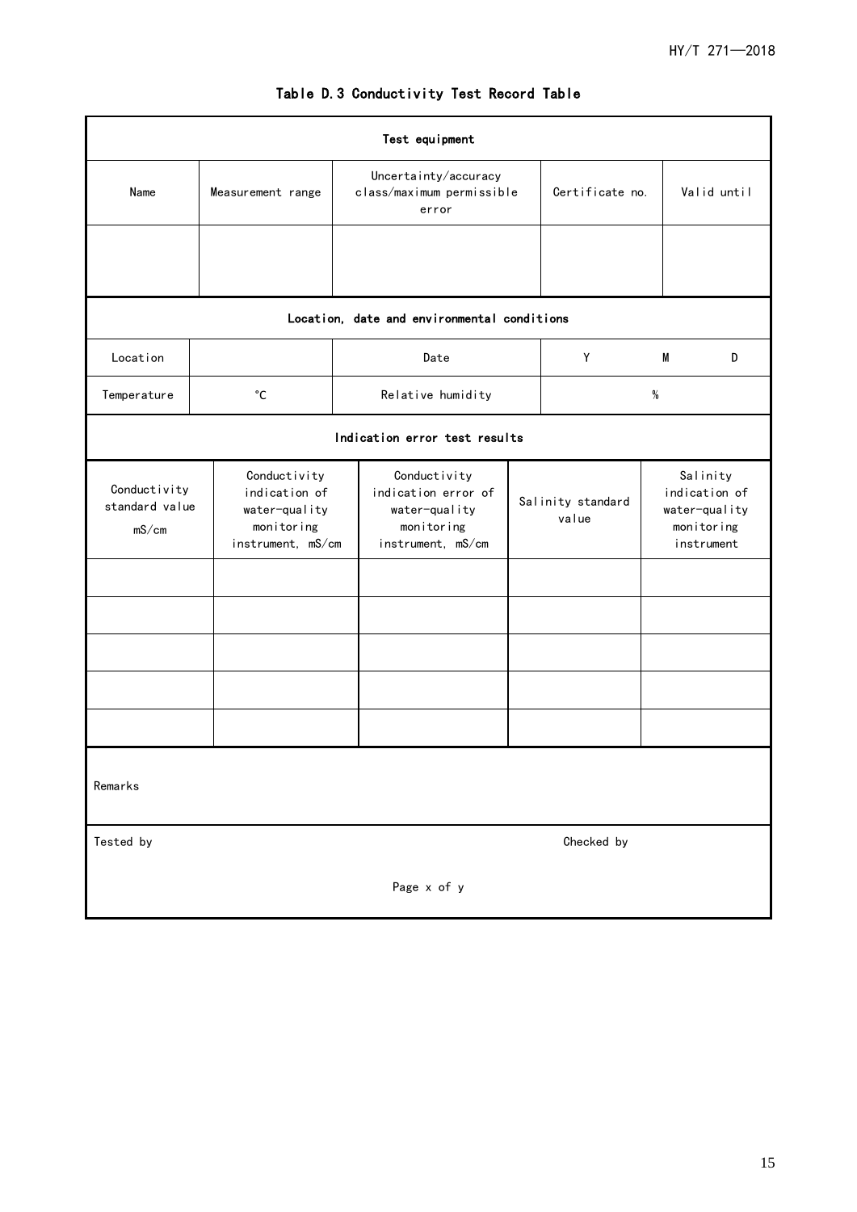# Table D.3 Conductivity Test Record Table

| Test equipment | | | | |
|---|---|---|---|---|
| Name | Measurement range | Uncertainty/accuracy class/maximum permissible error | Certificate no. | Valid until |
| | | | | |
| **Location, date and environmental conditions** | | | | |
| Location | | Date | Y M D | |
| Temperature | ℃ | Relative humidity | % | |
| **Indication error test results** | | | | |
| Conductivity standard value mS/cm | Conductivity indication of water-quality monitoring instrument, mS/cm | Conductivity indication error of water-quality monitoring instrument, mS/cm | Salinity standard value | Salinity indication of water-quality monitoring instrument |
| | | | | |
| | | | | |
| | | | | |
| | | | | |
| | | | | |
| Remarks | | | | |
| Tested by | | | Checked by | |
| Page x of y | | | | |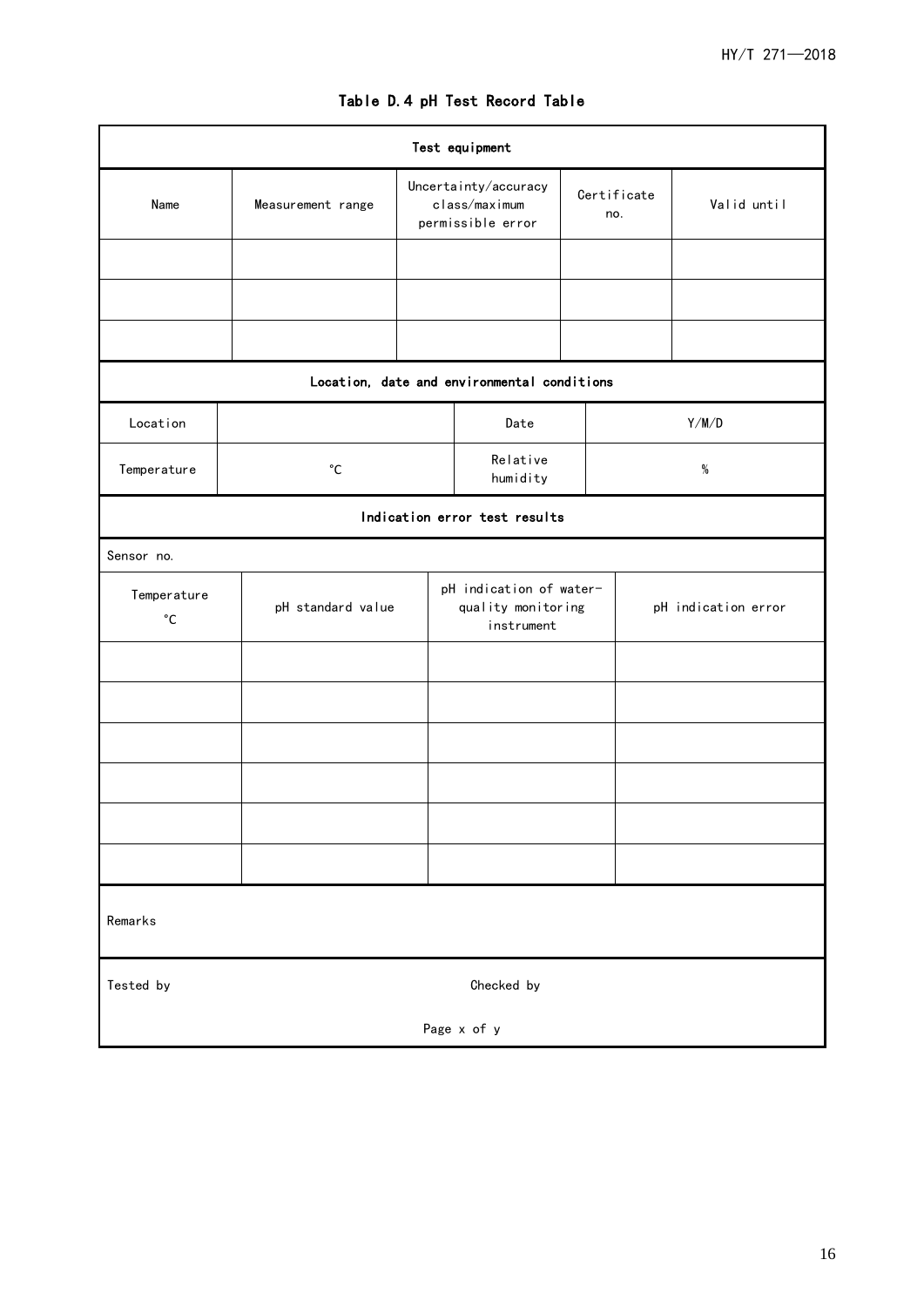# Table D.4 pH Test Record Table

| Test equipment | | | | |
|---|---|---|---|---|
| Name | Measurement range | Uncertainty/accuracy class/maximum permissible error | Certificate no. | Valid until |
| | | | | |
| | | | | |
| | | | | |
| **Location, date and environmental conditions** | | | | |
| Location | | Date | Y/M/D | |
| Temperature | °C | Relative humidity | % | |
| **Indication error test results** | | | | |
| Sensor no. | | | | |
| Temperature °C | pH standard value | pH indication of water-quality monitoring instrument | pH indication error | |
| | | | | |
| | | | | |
| | | | | |
| | | | | |
| | | | | |
| | | | | |
| Remarks | | | | |
| Tested by | | Checked by | | |
| Page x of y | | | | |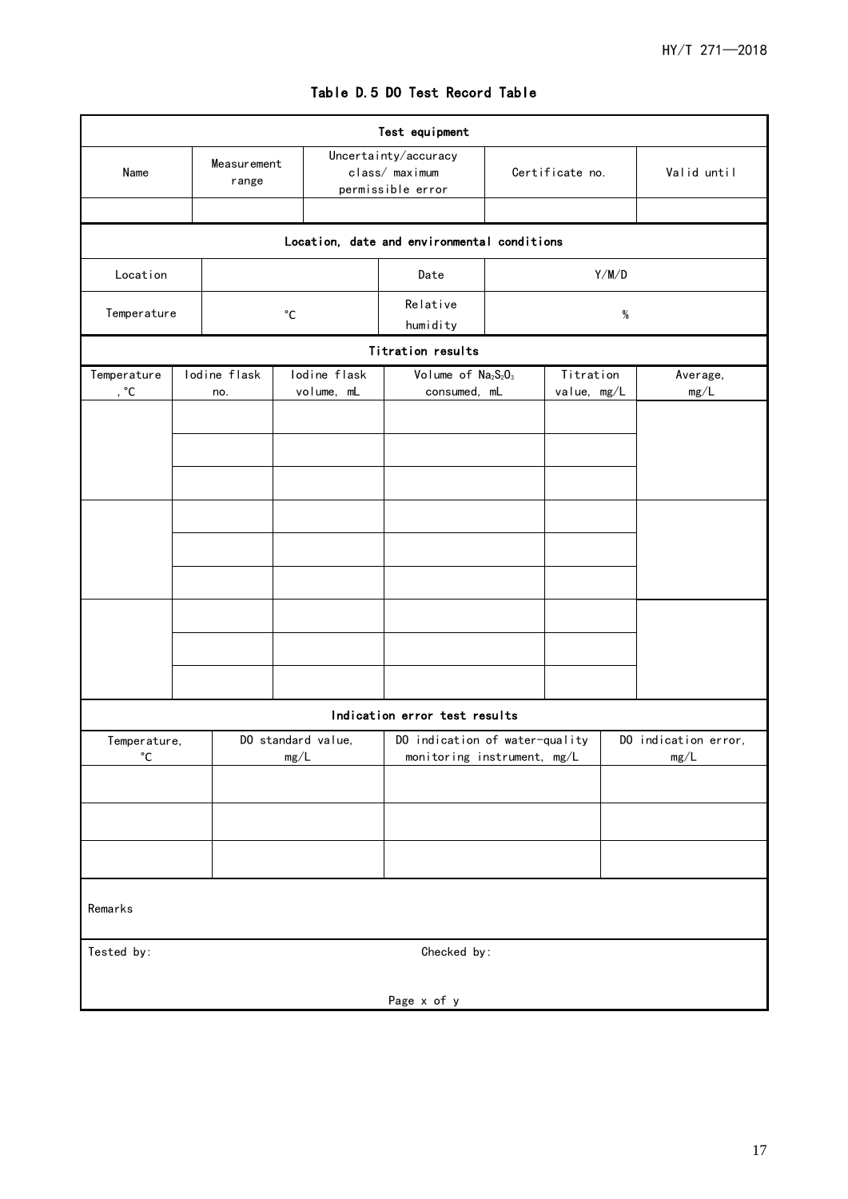# Table D.5 DO Test Record Table

| Test equipment | | | | |
|---|---|---|---|---|
| Name | Measurement range | Uncertainty/accuracy class/ maximum permissible error | Certificate no. | Valid until |
| | | | | |

| Location, date and environmental conditions | | | |
|---|---|---|---|
| Location | | Date | Y/M/D |
| Temperature | ℃ | Relative humidity | % |

| Titration results | | | | | |
|---|---|---|---|---|---|
| Temperature, ℃ | Iodine flask no. | Iodine flask volume, mL | Volume of $Na_2S_2O_3$ consumed, mL | Titration value, mg/L | Average, mg/L |
| | | | | | |
| | | | | | |
| | | | | | |
| | | | | | |
| | | | | | |
| | | | | | |
| | | | | | |
| | | | | | |
| | | | | | |

| Indication error test results | | | |
|---|---|---|---|
| Temperature, ℃ | DO standard value, mg/L | DO indication of water-quality monitoring instrument, mg/L | DO indication error, mg/L |
| | | | |
| | | | |
| | | | |

| Remarks | |
|---|---|
| Tested by: | Checked by: |
| Page x of y | |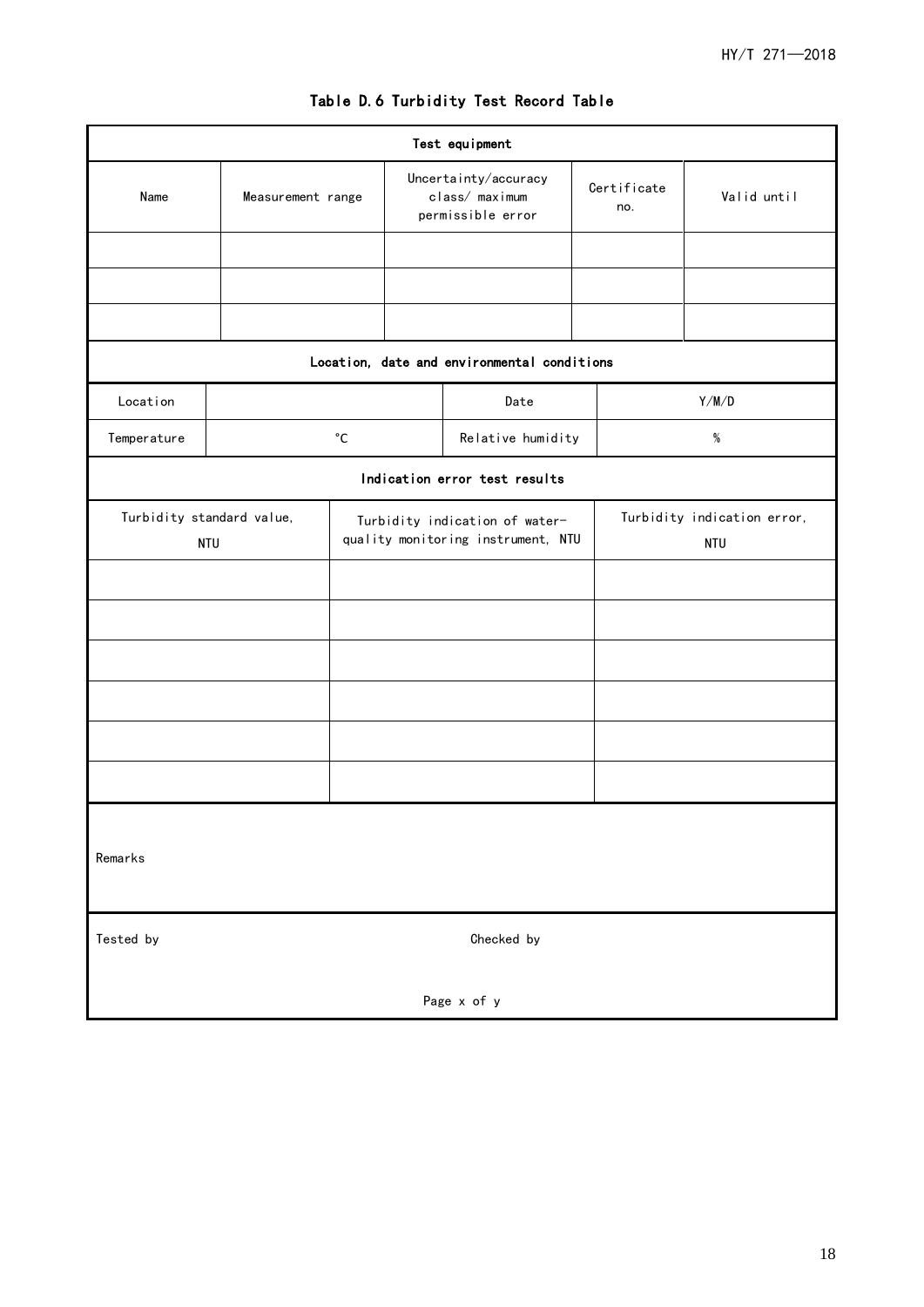**Table D.6 Turbidity Test Record Table**

| Test equipment | | | | |
|---|---|---|---|---|
| Name | Measurement range | Uncertainty/accuracy class/ maximum permissible error | Certificate no. | Valid until |
| | | | | |
| | | | | |
| | | | | |

| Location, date and environmental conditions | | | |
|---|---|---|---|
| Location | | Date | Y/M/D |
| Temperature | ℃ | Relative humidity | % |

| Indication error test results | | |
|---|---|---|
| Turbidity standard value, NTU | Turbidity indication of water-quality monitoring instrument, NTU | Turbidity indication error, NTU |
| | | |
| | | |
| | | |
| | | |
| | | |
| | | |

| | |
|---|---|
| Remarks | |
| Tested by | Checked by |

Page x of y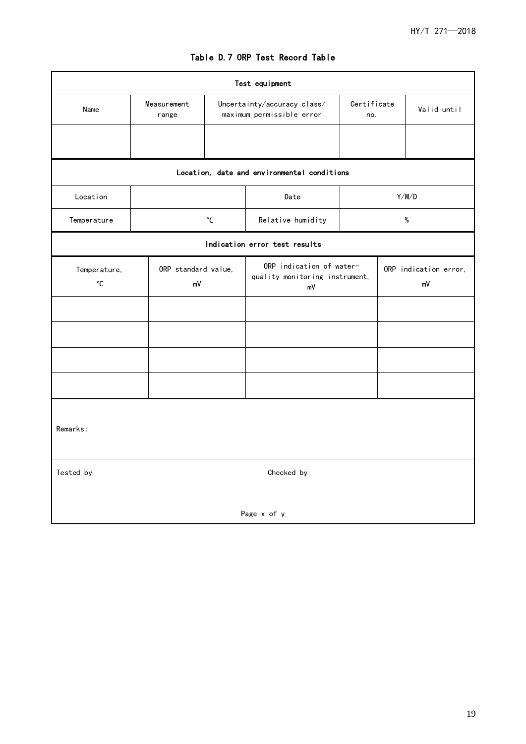Table D.7 ORP Test Record Table

| Test equipment | | | | |
|---|---|---|---|---|
| Name | Measurement range | Uncertainty/accuracy class/ maximum permissible error | Certificate no. | Valid until |
| | | | | |

| Location, date and environmental conditions | | | |
|---|---|---|---|
| Location | | Date | Y/M/D |
| Temperature | ℃ | Relative humidity | % |

| Indication error test results | | | |
|---|---|---|---|
| Temperature, ℃ | ORP standard value, mV | ORP indication of water-quality monitoring instrument, mV | ORP indication error, mV |
| | | | |
| | | | |
| | | | |
| | | | |

Remarks:

Tested by　　　　　　　　　　　　　　Checked by

Page x of y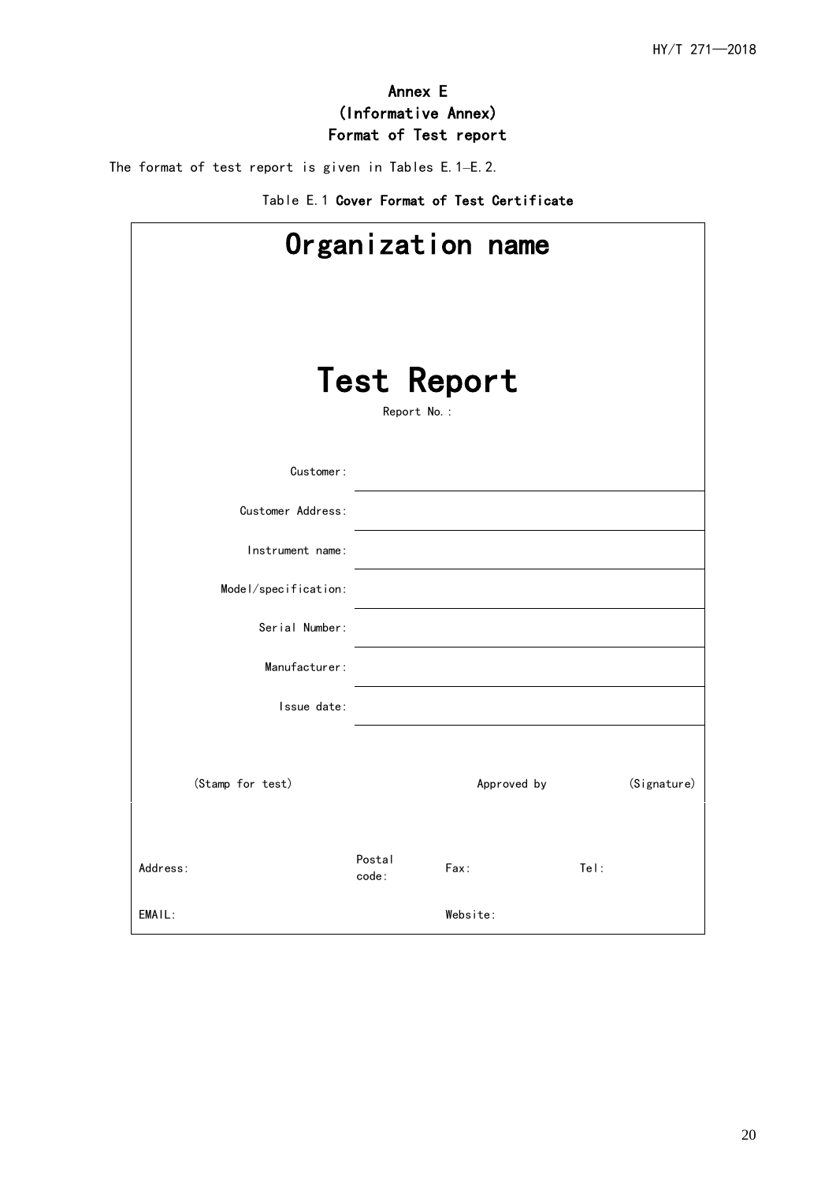# Annex E
## (Informative Annex)
## Format of Test report

The format of test report is given in Tables E.1–E.2.

Table E.1 **Cover Format of Test Certificate**

| Organization name | | | | | |
|---|---|---|---|---|---|
| **Test Report** | | | | | |
| Report No.: | | | | | |
| Customer: | | | | | |
| Customer Address: | | | | | |
| Instrument name: | | | | | |
| Model/specification: | | | | | |
| Serial Number: | | | | | |
| Manufacturer: | | | | | |
| Issue date: | | | | | |
| (Stamp for test) | | | Approved by | | (Signature) |
| Address: | Postal code: | | Fax: | Tel: | |
| EMAIL: | | | Website: | | |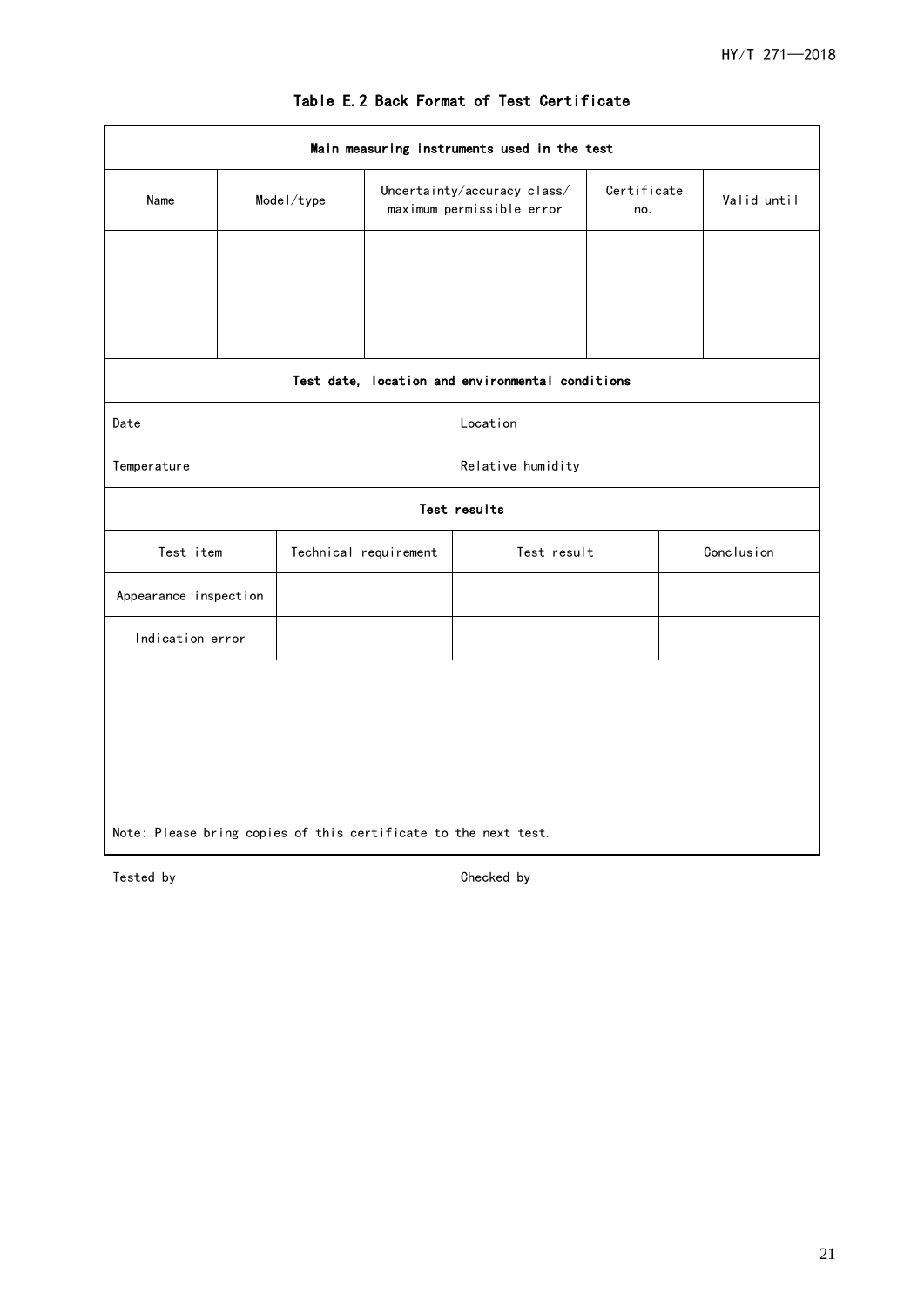### Table E.2 Back Format of Test Certificate

| **Main measuring instruments used in the test** | | | | |
|---|---|---|---|---|
| Name | Model/type | Uncertainty/accuracy class/ maximum permissible error | Certificate no. | Valid until |
| | | | | |

| **Test date, location and environmental conditions** | |
|---|---|
| Date | Location |
| Temperature | Relative humidity |

| **Test results** | | | |
|---|---|---|---|
| Test item | Technical requirement | Test result | Conclusion |
| Appearance inspection | | | |
| Indication error | | | |

Note: Please bring copies of this certificate to the next test.

Tested by　　　　　　　　　　　　　　　　Checked by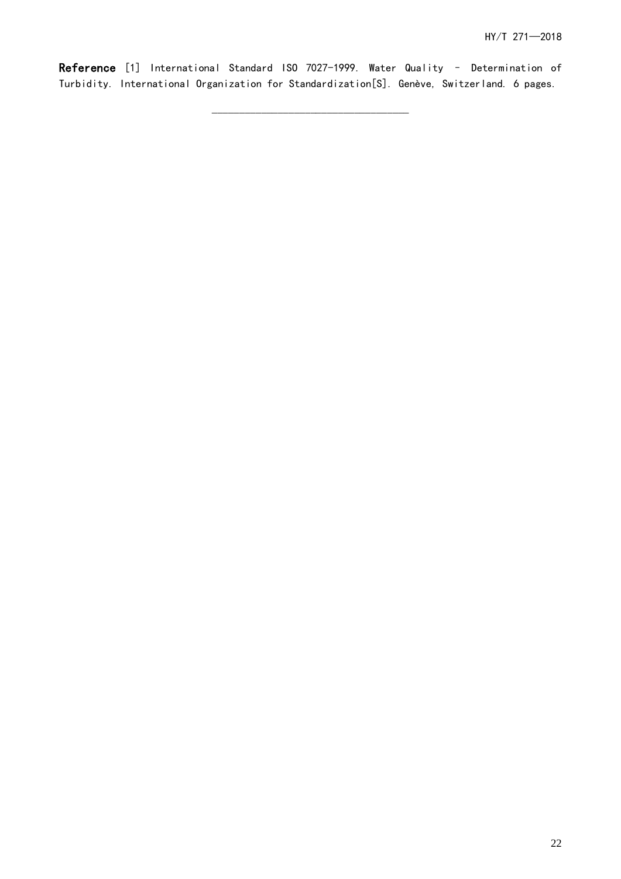**Reference** [1] International Standard ISO 7027-1999. Water Quality – Determination of Turbidity. International Organization for Standardization[S]. Genève, Switzerland. 6 pages.

---